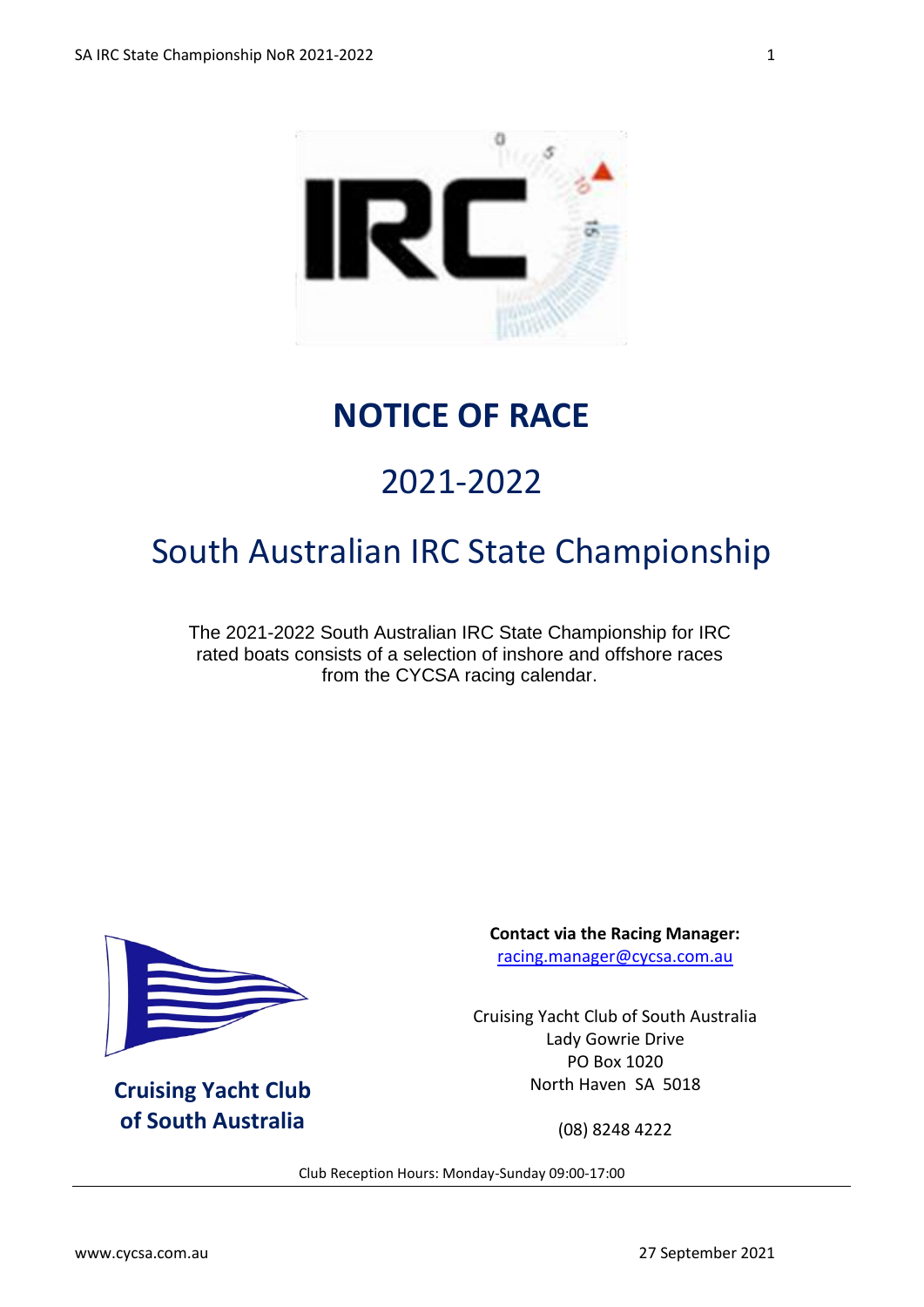# NOTICE OF RACE

## 2021-2022

## South Australian IRC State Championship

The 2021-2022 South Australian IRC State Championship for IRC rated boats consists of a selection of inshore and offshore races from the CYCSA racing calendar.

**Cruising Yacht Club of South Australia**

**Contact via the Racing Manager:**
racing.manager@cycsa.com.au

Cruising Yacht Club of South Australia
Lady Gowrie Drive
PO Box 1020
North Haven SA 5018

(08) 8248 4222

Club Reception Hours: Monday-Sunday 09:00-17:00

www.cycsa.com.au

27 September 2021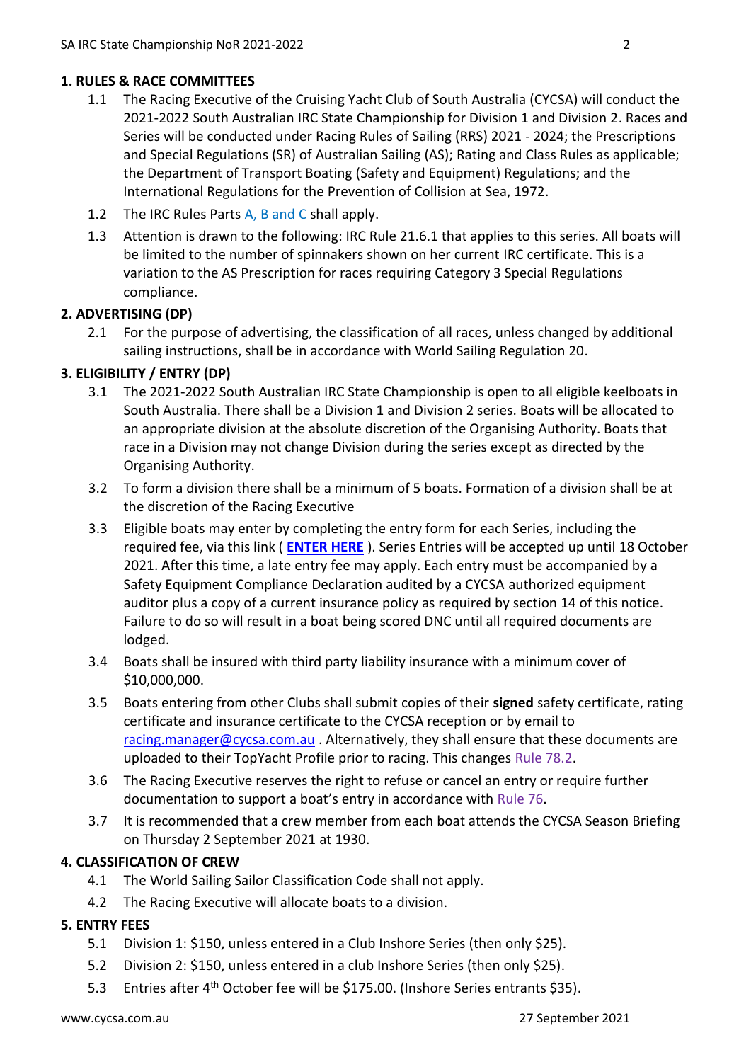## 1. RULES & RACE COMMITTEES

1.1 The Racing Executive of the Cruising Yacht Club of South Australia (CYCSA) will conduct the 2021-2022 South Australian IRC State Championship for Division 1 and Division 2. Races and Series will be conducted under Racing Rules of Sailing (RRS) 2021 - 2024; the Prescriptions and Special Regulations (SR) of Australian Sailing (AS); Rating and Class Rules as applicable; the Department of Transport Boating (Safety and Equipment) Regulations; and the International Regulations for the Prevention of Collision at Sea, 1972.

1.2 The IRC Rules Parts A, B and C shall apply.

1.3 Attention is drawn to the following: IRC Rule 21.6.1 that applies to this series. All boats will be limited to the number of spinnakers shown on her current IRC certificate. This is a variation to the AS Prescription for races requiring Category 3 Special Regulations compliance.

## 2. ADVERTISING (DP)

2.1 For the purpose of advertising, the classification of all races, unless changed by additional sailing instructions, shall be in accordance with World Sailing Regulation 20.

## 3. ELIGIBILITY / ENTRY (DP)

3.1 The 2021-2022 South Australian IRC State Championship is open to all eligible keelboats in South Australia. There shall be a Division 1 and Division 2 series. Boats will be allocated to an appropriate division at the absolute discretion of the Organising Authority. Boats that race in a Division may not change Division during the series except as directed by the Organising Authority.

3.2 To form a division there shall be a minimum of 5 boats. Formation of a division shall be at the discretion of the Racing Executive

3.3 Eligible boats may enter by completing the entry form for each Series, including the required fee, via this link ( **ENTER HERE** ). Series Entries will be accepted up until 18 October 2021. After this time, a late entry fee may apply. Each entry must be accompanied by a Safety Equipment Compliance Declaration audited by a CYCSA authorized equipment auditor plus a copy of a current insurance policy as required by section 14 of this notice. Failure to do so will result in a boat being scored DNC until all required documents are lodged.

3.4 Boats shall be insured with third party liability insurance with a minimum cover of $10,000,000.

3.5 Boats entering from other Clubs shall submit copies of their **signed** safety certificate, rating certificate and insurance certificate to the CYCSA reception or by email to racing.manager@cycsa.com.au . Alternatively, they shall ensure that these documents are uploaded to their TopYacht Profile prior to racing. This changes Rule 78.2.

3.6 The Racing Executive reserves the right to refuse or cancel an entry or require further documentation to support a boat's entry in accordance with Rule 76.

3.7 It is recommended that a crew member from each boat attends the CYCSA Season Briefing on Thursday 2 September 2021 at 1930.

## 4. CLASSIFICATION OF CREW

4.1 The World Sailing Sailor Classification Code shall not apply.

4.2 The Racing Executive will allocate boats to a division.

## 5. ENTRY FEES

5.1 Division 1: $150, unless entered in a Club Inshore Series (then only $25).

5.2 Division 2: $150, unless entered in a club Inshore Series (then only $25).

5.3 Entries after 4th October fee will be $175.00. (Inshore Series entrants $35).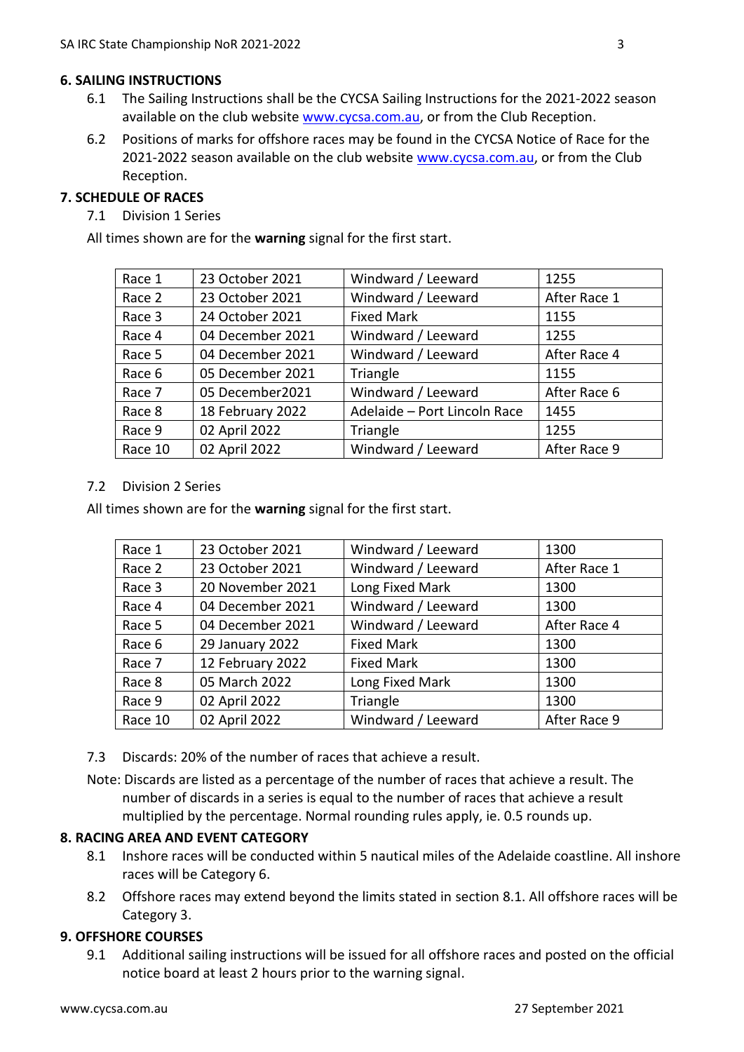## 6. SAILING INSTRUCTIONS

6.1 The Sailing Instructions shall be the CYCSA Sailing Instructions for the 2021-2022 season available on the club website www.cycsa.com.au, or from the Club Reception.

6.2 Positions of marks for offshore races may be found in the CYCSA Notice of Race for the 2021-2022 season available on the club website www.cycsa.com.au, or from the Club Reception.

## 7. SCHEDULE OF RACES

7.1 Division 1 Series

All times shown are for the **warning** signal for the first start.

| | | | |
|---|---|---|---|
| Race 1 | 23 October 2021 | Windward / Leeward | 1255 |
| Race 2 | 23 October 2021 | Windward / Leeward | After Race 1 |
| Race 3 | 24 October 2021 | Fixed Mark | 1155 |
| Race 4 | 04 December 2021 | Windward / Leeward | 1255 |
| Race 5 | 04 December 2021 | Windward / Leeward | After Race 4 |
| Race 6 | 05 December 2021 | Triangle | 1155 |
| Race 7 | 05 December2021 | Windward / Leeward | After Race 6 |
| Race 8 | 18 February 2022 | Adelaide – Port Lincoln Race | 1455 |
| Race 9 | 02 April 2022 | Triangle | 1255 |
| Race 10 | 02 April 2022 | Windward / Leeward | After Race 9 |

7.2 Division 2 Series

All times shown are for the **warning** signal for the first start.

| | | | |
|---|---|---|---|
| Race 1 | 23 October 2021 | Windward / Leeward | 1300 |
| Race 2 | 23 October 2021 | Windward / Leeward | After Race 1 |
| Race 3 | 20 November 2021 | Long Fixed Mark | 1300 |
| Race 4 | 04 December 2021 | Windward / Leeward | 1300 |
| Race 5 | 04 December 2021 | Windward / Leeward | After Race 4 |
| Race 6 | 29 January 2022 | Fixed Mark | 1300 |
| Race 7 | 12 February 2022 | Fixed Mark | 1300 |
| Race 8 | 05 March 2022 | Long Fixed Mark | 1300 |
| Race 9 | 02 April 2022 | Triangle | 1300 |
| Race 10 | 02 April 2022 | Windward / Leeward | After Race 9 |

7.3 Discards: 20% of the number of races that achieve a result.

Note: Discards are listed as a percentage of the number of races that achieve a result. The number of discards in a series is equal to the number of races that achieve a result multiplied by the percentage. Normal rounding rules apply, ie. 0.5 rounds up.

## 8. RACING AREA AND EVENT CATEGORY

8.1 Inshore races will be conducted within 5 nautical miles of the Adelaide coastline. All inshore races will be Category 6.

8.2 Offshore races may extend beyond the limits stated in section 8.1. All offshore races will be Category 3.

## 9. OFFSHORE COURSES

9.1 Additional sailing instructions will be issued for all offshore races and posted on the official notice board at least 2 hours prior to the warning signal.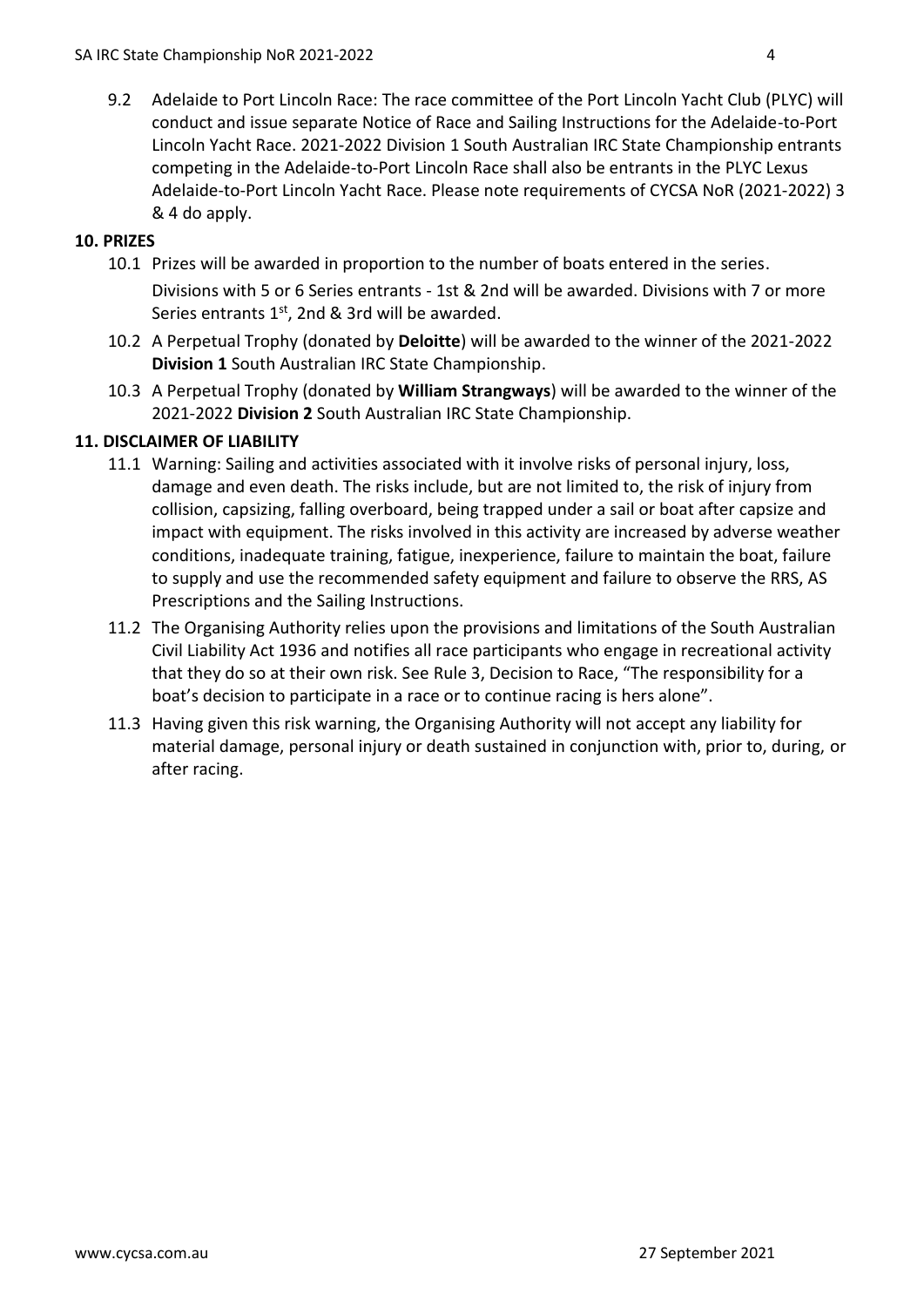9.2 Adelaide to Port Lincoln Race: The race committee of the Port Lincoln Yacht Club (PLYC) will conduct and issue separate Notice of Race and Sailing Instructions for the Adelaide-to-Port Lincoln Yacht Race. 2021-2022 Division 1 South Australian IRC State Championship entrants competing in the Adelaide-to-Port Lincoln Race shall also be entrants in the PLYC Lexus Adelaide-to-Port Lincoln Yacht Race. Please note requirements of CYCSA NoR (2021-2022) 3 & 4 do apply.

## 10. PRIZES

10.1 Prizes will be awarded in proportion to the number of boats entered in the series.

Divisions with 5 or 6 Series entrants - 1st & 2nd will be awarded. Divisions with 7 or more Series entrants 1st, 2nd & 3rd will be awarded.

10.2 A Perpetual Trophy (donated by **Deloitte**) will be awarded to the winner of the 2021-2022 **Division 1** South Australian IRC State Championship.

10.3 A Perpetual Trophy (donated by **William Strangways**) will be awarded to the winner of the 2021-2022 **Division 2** South Australian IRC State Championship.

## 11. DISCLAIMER OF LIABILITY

11.1 Warning: Sailing and activities associated with it involve risks of personal injury, loss, damage and even death. The risks include, but are not limited to, the risk of injury from collision, capsizing, falling overboard, being trapped under a sail or boat after capsize and impact with equipment. The risks involved in this activity are increased by adverse weather conditions, inadequate training, fatigue, inexperience, failure to maintain the boat, failure to supply and use the recommended safety equipment and failure to observe the RRS, AS Prescriptions and the Sailing Instructions.

11.2 The Organising Authority relies upon the provisions and limitations of the South Australian Civil Liability Act 1936 and notifies all race participants who engage in recreational activity that they do so at their own risk. See Rule 3, Decision to Race, "The responsibility for a boat's decision to participate in a race or to continue racing is hers alone".

11.3 Having given this risk warning, the Organising Authority will not accept any liability for material damage, personal injury or death sustained in conjunction with, prior to, during, or after racing.